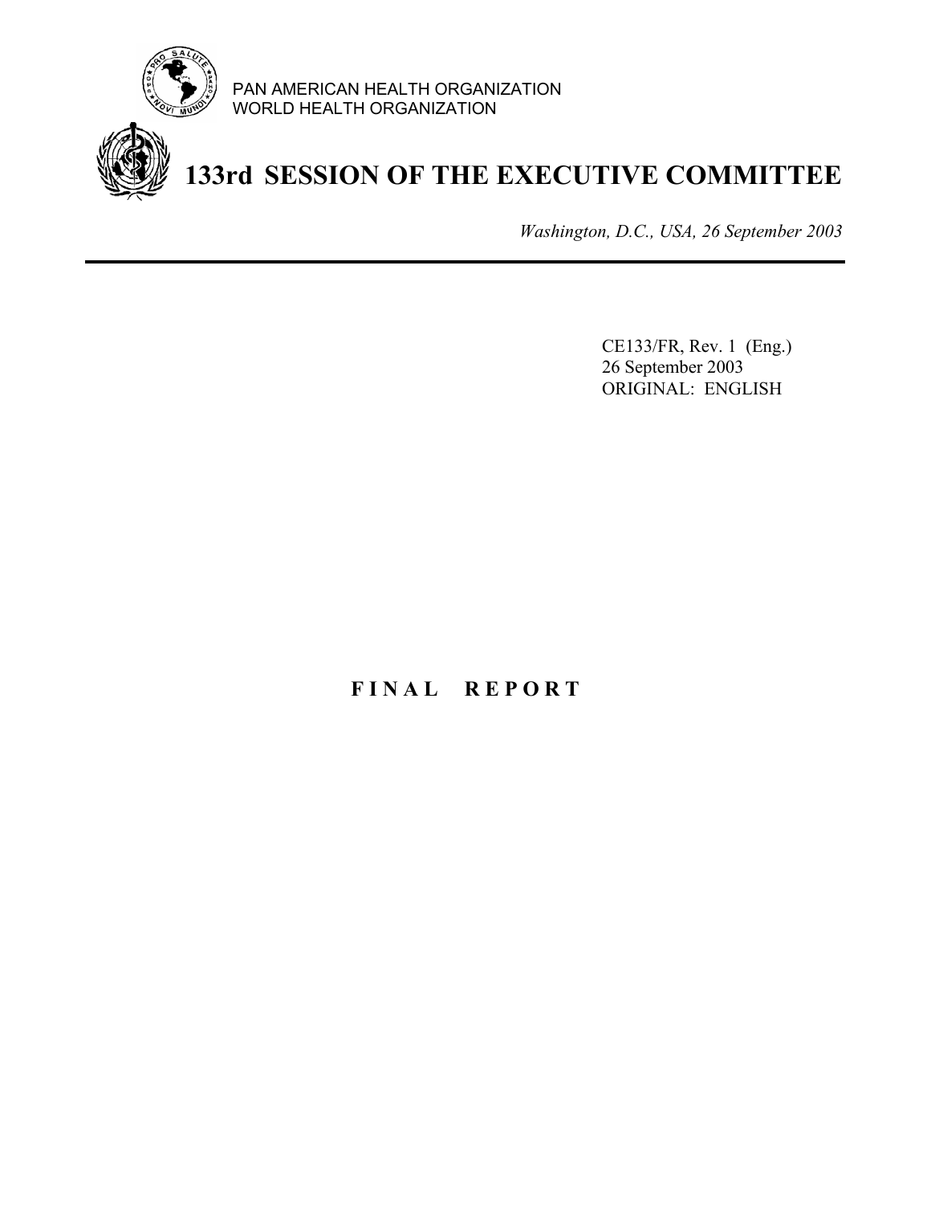PAN AMERICAN HEALTH ORGANIZATION
WORLD HEALTH ORGANIZATION

# 133rd SESSION OF THE EXECUTIVE COMMITTEE

*Washington, D.C., USA, 26 September 2003*

---

CE133/FR, Rev. 1 (Eng.)
26 September 2003
ORIGINAL: ENGLISH

## F I N A L   R E P O R T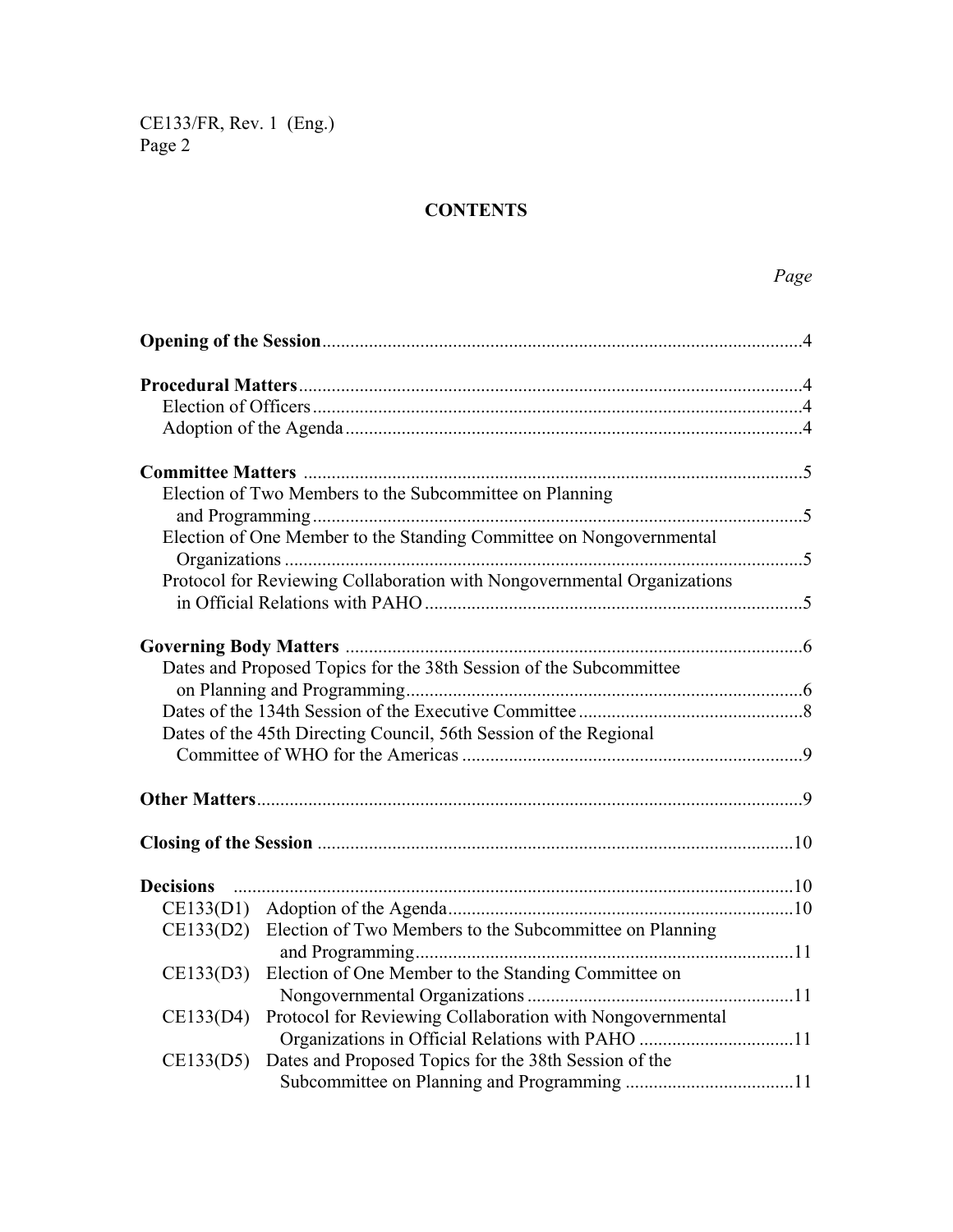# CONTENTS

*Page*

**Opening of the Session** ....................................................................................................4

**Procedural Matters** ...........................................................................................................4
- Election of Officers ........................................................................................................4
- Adoption of the Agenda .................................................................................................4

**Committee Matters** ...........................................................................................................5
- Election of Two Members to the Subcommittee on Planning and Programming ........................................................................................................5
- Election of One Member to the Standing Committee on Nongovernmental Organizations ..............................................................................................................5
- Protocol for Reviewing Collaboration with Nongovernmental Organizations in Official Relations with PAHO ................................................................................5

**Governing Body Matters** ...................................................................................................6
- Dates and Proposed Topics for the 38th Session of the Subcommittee on Planning and Programming ....................................................................................6
- Dates of the 134th Session of the Executive Committee ................................................8
- Dates of the 45th Directing Council, 56th Session of the Regional Committee of WHO for the Americas ........................................................................9

**Other Matters** ....................................................................................................................9

**Closing of the Session** .....................................................................................................10

**Decisions** ........................................................................................................................10
- CE133(D1) Adoption of the Agenda ...........................................................................10
- CE133(D2) Election of Two Members to the Subcommittee on Planning and Programming .................................................................................11
- CE133(D3) Election of One Member to the Standing Committee on Nongovernmental Organizations ..........................................................11
- CE133(D4) Protocol for Reviewing Collaboration with Nongovernmental Organizations in Official Relations with PAHO .................................11
- CE133(D5) Dates and Proposed Topics for the 38th Session of the Subcommittee on Planning and Programming ....................................11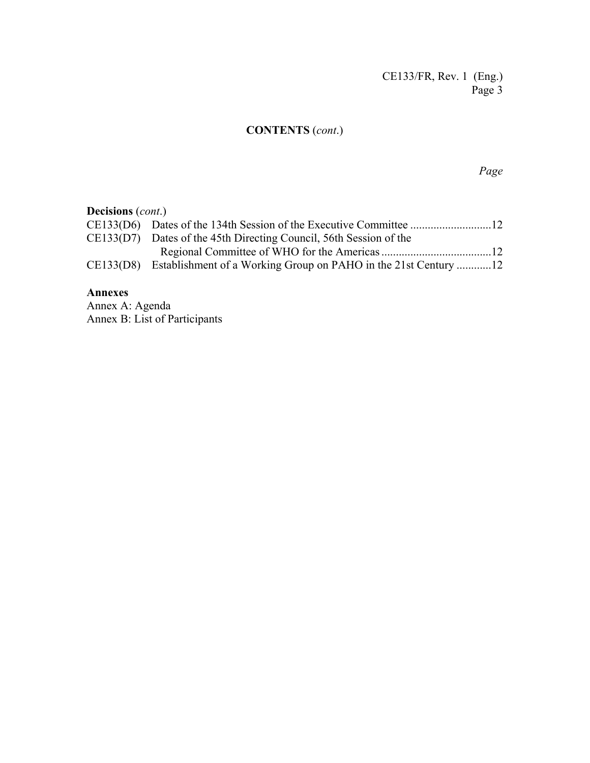**CONTENTS** (*cont.*)

*Page*

**Decisions** (*cont.*)

CE133(D6) Dates of the 134th Session of the Executive Committee ............................12

CE133(D7) Dates of the 45th Directing Council, 56th Session of the Regional Committee of WHO for the Americas ......................................12

CE133(D8) Establishment of a Working Group on PAHO in the 21st Century ............12

**Annexes**

Annex A: Agenda

Annex B: List of Participants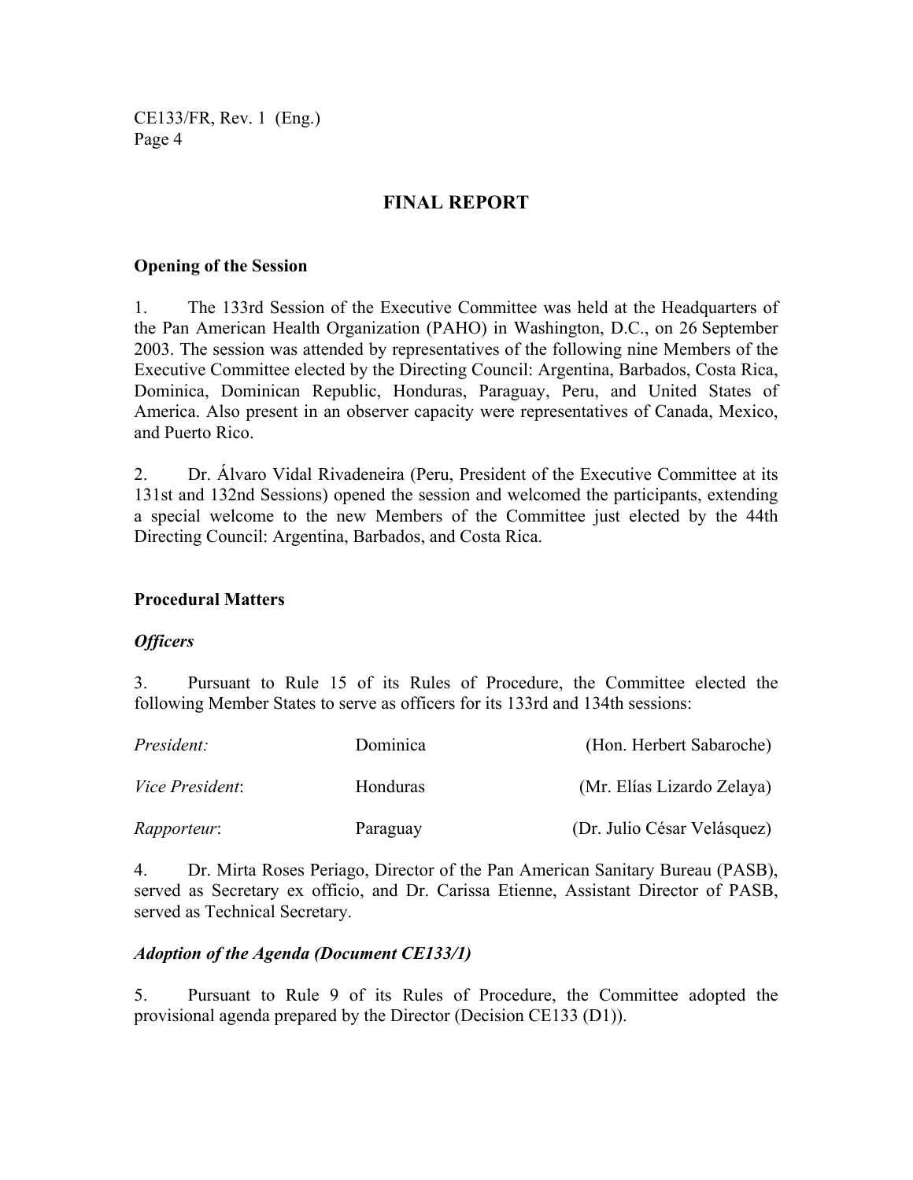# FINAL REPORT

## Opening of the Session

1. The 133rd Session of the Executive Committee was held at the Headquarters of the Pan American Health Organization (PAHO) in Washington, D.C., on 26 September 2003. The session was attended by representatives of the following nine Members of the Executive Committee elected by the Directing Council: Argentina, Barbados, Costa Rica, Dominica, Dominican Republic, Honduras, Paraguay, Peru, and United States of America. Also present in an observer capacity were representatives of Canada, Mexico, and Puerto Rico.

2. Dr. Álvaro Vidal Rivadeneira (Peru, President of the Executive Committee at its 131st and 132nd Sessions) opened the session and welcomed the participants, extending a special welcome to the new Members of the Committee just elected by the 44th Directing Council: Argentina, Barbados, and Costa Rica.

## Procedural Matters

### *Officers*

3. Pursuant to Rule 15 of its Rules of Procedure, the Committee elected the following Member States to serve as officers for its 133rd and 134th sessions:

| | | |
|---|---|---|
| *President:* | Dominica | (Hon. Herbert Sabaroche) |
| *Vice President*: | Honduras | (Mr. Elías Lizardo Zelaya) |
| *Rapporteur*: | Paraguay | (Dr. Julio César Velásquez) |

4. Dr. Mirta Roses Periago, Director of the Pan American Sanitary Bureau (PASB), served as Secretary ex officio, and Dr. Carissa Etienne, Assistant Director of PASB, served as Technical Secretary.

### *Adoption of the Agenda (Document CE133/1)*

5. Pursuant to Rule 9 of its Rules of Procedure, the Committee adopted the provisional agenda prepared by the Director (Decision CE133 (D1)).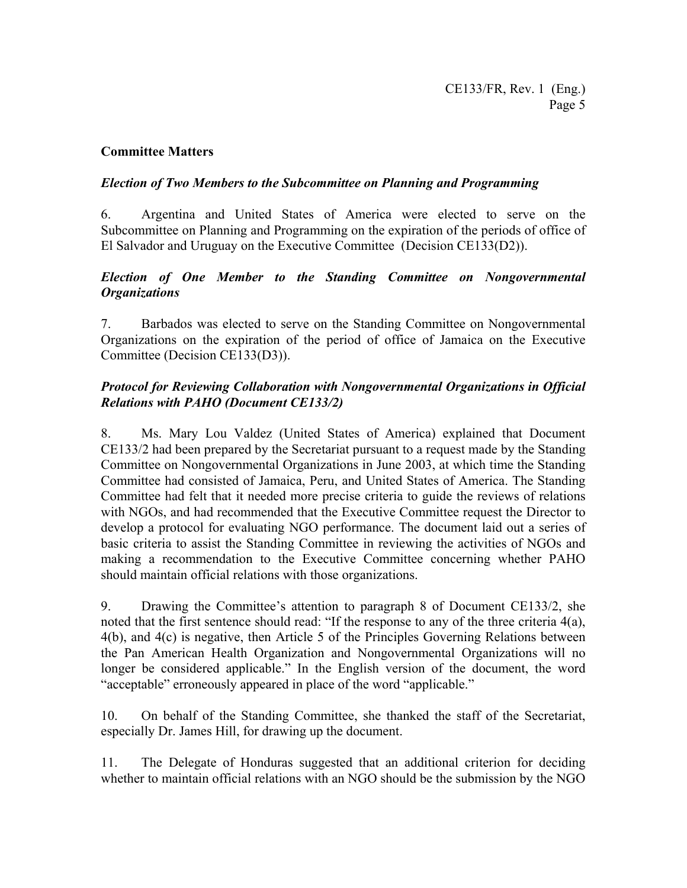## Committee Matters

### *Election of Two Members to the Subcommittee on Planning and Programming*

6. Argentina and United States of America were elected to serve on the Subcommittee on Planning and Programming on the expiration of the periods of office of El Salvador and Uruguay on the Executive Committee (Decision CE133(D2)).

### *Election of One Member to the Standing Committee on Nongovernmental Organizations*

7. Barbados was elected to serve on the Standing Committee on Nongovernmental Organizations on the expiration of the period of office of Jamaica on the Executive Committee (Decision CE133(D3)).

### *Protocol for Reviewing Collaboration with Nongovernmental Organizations in Official Relations with PAHO (Document CE133/2)*

8. Ms. Mary Lou Valdez (United States of America) explained that Document CE133/2 had been prepared by the Secretariat pursuant to a request made by the Standing Committee on Nongovernmental Organizations in June 2003, at which time the Standing Committee had consisted of Jamaica, Peru, and United States of America. The Standing Committee had felt that it needed more precise criteria to guide the reviews of relations with NGOs, and had recommended that the Executive Committee request the Director to develop a protocol for evaluating NGO performance. The document laid out a series of basic criteria to assist the Standing Committee in reviewing the activities of NGOs and making a recommendation to the Executive Committee concerning whether PAHO should maintain official relations with those organizations.

9. Drawing the Committee's attention to paragraph 8 of Document CE133/2, she noted that the first sentence should read: "If the response to any of the three criteria 4(a), 4(b), and 4(c) is negative, then Article 5 of the Principles Governing Relations between the Pan American Health Organization and Nongovernmental Organizations will no longer be considered applicable." In the English version of the document, the word "acceptable" erroneously appeared in place of the word "applicable."

10. On behalf of the Standing Committee, she thanked the staff of the Secretariat, especially Dr. James Hill, for drawing up the document.

11. The Delegate of Honduras suggested that an additional criterion for deciding whether to maintain official relations with an NGO should be the submission by the NGO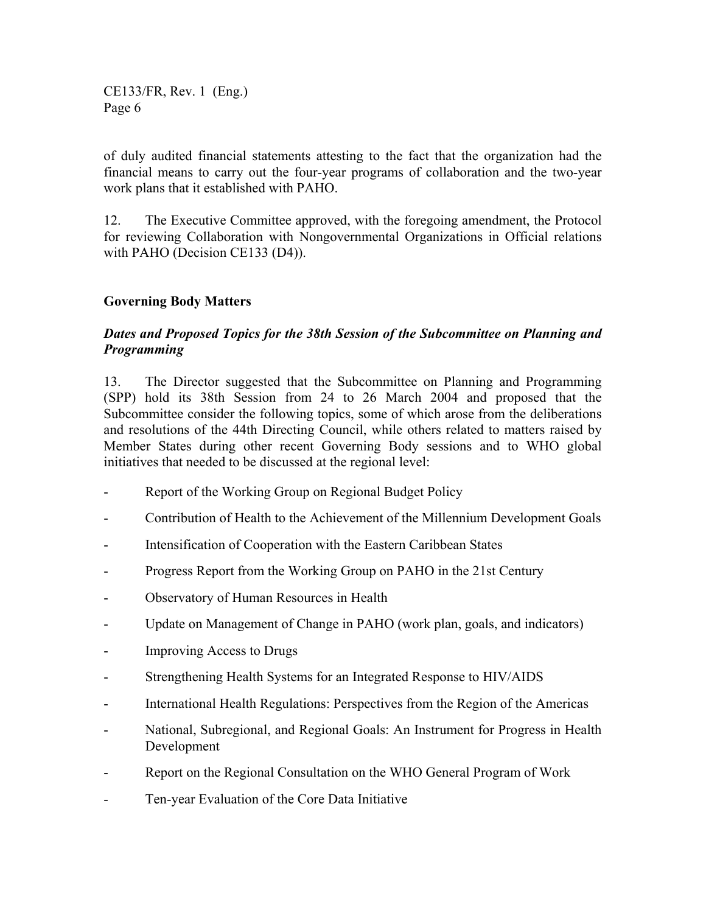of duly audited financial statements attesting to the fact that the organization had the financial means to carry out the four-year programs of collaboration and the two-year work plans that it established with PAHO.

12. The Executive Committee approved, with the foregoing amendment, the Protocol for reviewing Collaboration with Nongovernmental Organizations in Official relations with PAHO (Decision CE133 (D4)).

## Governing Body Matters

### *Dates and Proposed Topics for the 38th Session of the Subcommittee on Planning and Programming*

13. The Director suggested that the Subcommittee on Planning and Programming (SPP) hold its 38th Session from 24 to 26 March 2004 and proposed that the Subcommittee consider the following topics, some of which arose from the deliberations and resolutions of the 44th Directing Council, while others related to matters raised by Member States during other recent Governing Body sessions and to WHO global initiatives that needed to be discussed at the regional level:

- Report of the Working Group on Regional Budget Policy
- Contribution of Health to the Achievement of the Millennium Development Goals
- Intensification of Cooperation with the Eastern Caribbean States
- Progress Report from the Working Group on PAHO in the 21st Century
- Observatory of Human Resources in Health
- Update on Management of Change in PAHO (work plan, goals, and indicators)
- Improving Access to Drugs
- Strengthening Health Systems for an Integrated Response to HIV/AIDS
- International Health Regulations: Perspectives from the Region of the Americas
- National, Subregional, and Regional Goals: An Instrument for Progress in Health Development
- Report on the Regional Consultation on the WHO General Program of Work
- Ten-year Evaluation of the Core Data Initiative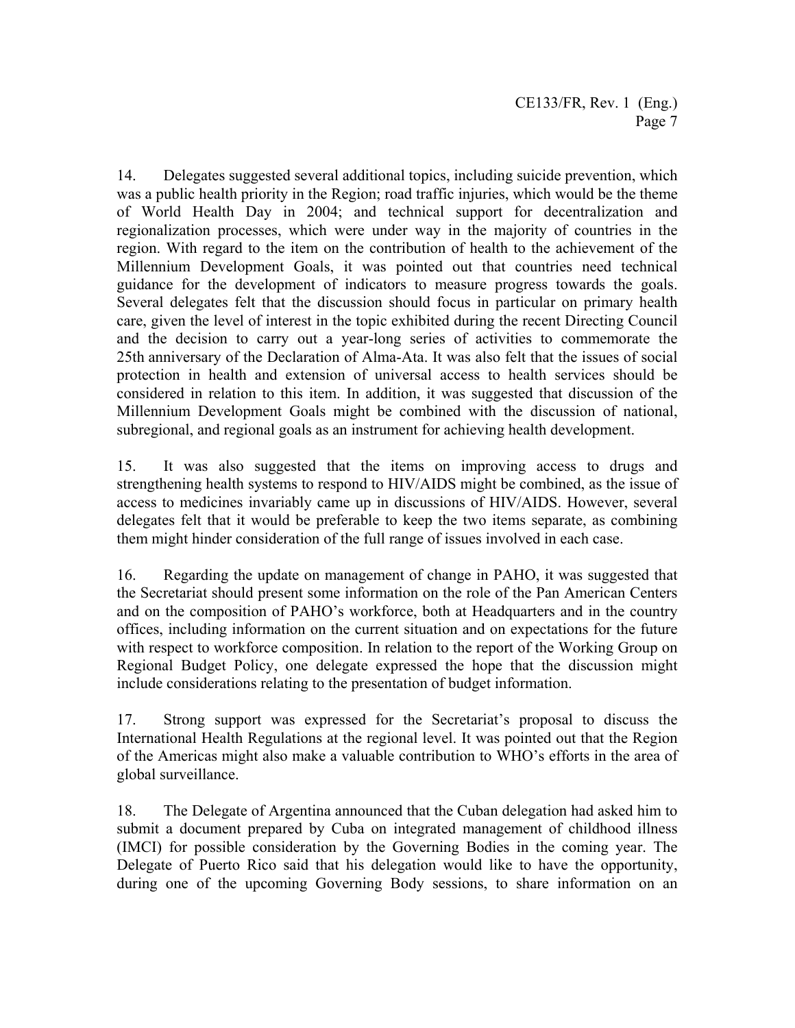14. Delegates suggested several additional topics, including suicide prevention, which was a public health priority in the Region; road traffic injuries, which would be the theme of World Health Day in 2004; and technical support for decentralization and regionalization processes, which were under way in the majority of countries in the region. With regard to the item on the contribution of health to the achievement of the Millennium Development Goals, it was pointed out that countries need technical guidance for the development of indicators to measure progress towards the goals. Several delegates felt that the discussion should focus in particular on primary health care, given the level of interest in the topic exhibited during the recent Directing Council and the decision to carry out a year-long series of activities to commemorate the 25th anniversary of the Declaration of Alma-Ata. It was also felt that the issues of social protection in health and extension of universal access to health services should be considered in relation to this item. In addition, it was suggested that discussion of the Millennium Development Goals might be combined with the discussion of national, subregional, and regional goals as an instrument for achieving health development.

15. It was also suggested that the items on improving access to drugs and strengthening health systems to respond to HIV/AIDS might be combined, as the issue of access to medicines invariably came up in discussions of HIV/AIDS. However, several delegates felt that it would be preferable to keep the two items separate, as combining them might hinder consideration of the full range of issues involved in each case.

16. Regarding the update on management of change in PAHO, it was suggested that the Secretariat should present some information on the role of the Pan American Centers and on the composition of PAHO's workforce, both at Headquarters and in the country offices, including information on the current situation and on expectations for the future with respect to workforce composition. In relation to the report of the Working Group on Regional Budget Policy, one delegate expressed the hope that the discussion might include considerations relating to the presentation of budget information.

17. Strong support was expressed for the Secretariat's proposal to discuss the International Health Regulations at the regional level. It was pointed out that the Region of the Americas might also make a valuable contribution to WHO's efforts in the area of global surveillance.

18. The Delegate of Argentina announced that the Cuban delegation had asked him to submit a document prepared by Cuba on integrated management of childhood illness (IMCI) for possible consideration by the Governing Bodies in the coming year. The Delegate of Puerto Rico said that his delegation would like to have the opportunity, during one of the upcoming Governing Body sessions, to share information on an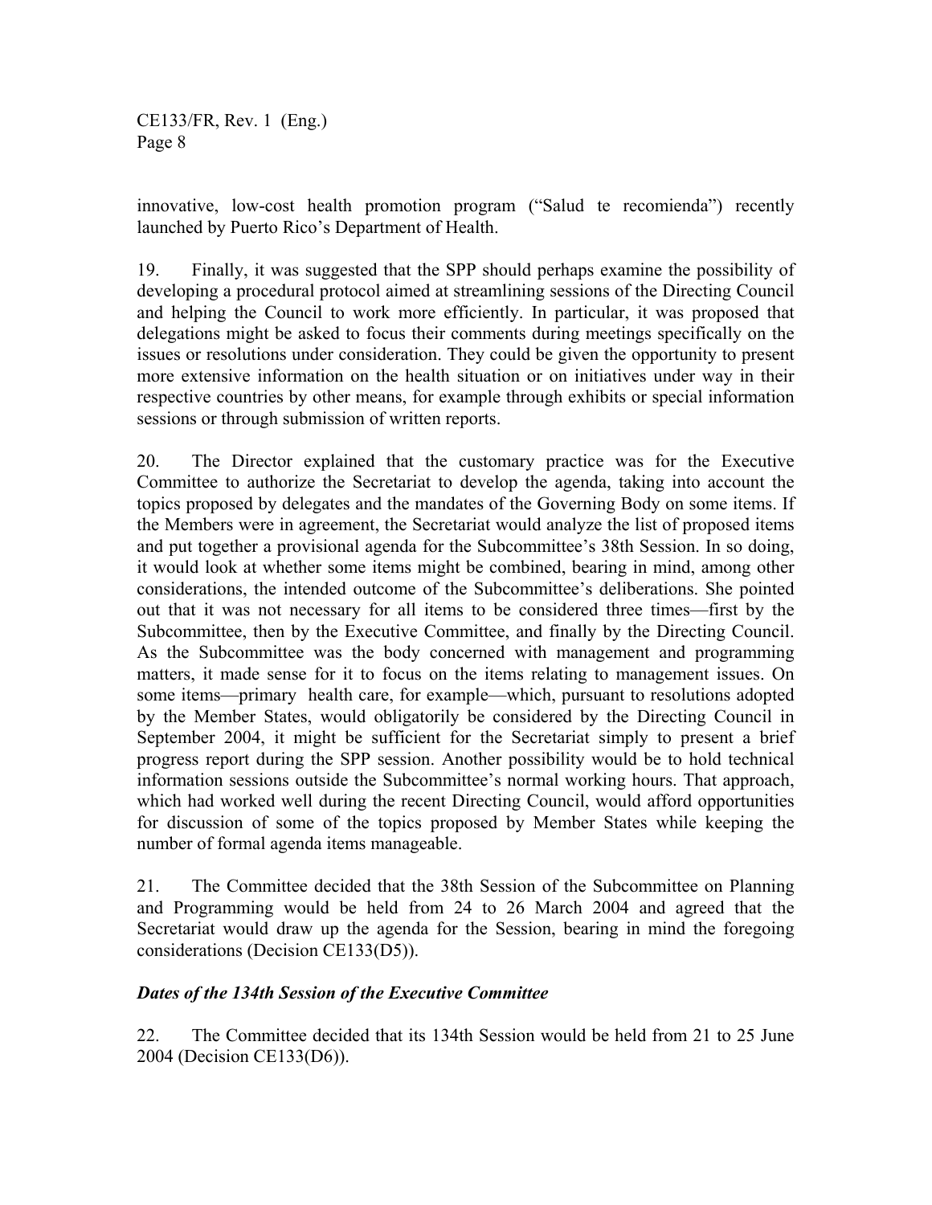innovative, low-cost health promotion program ("Salud te recomienda") recently launched by Puerto Rico's Department of Health.

19. Finally, it was suggested that the SPP should perhaps examine the possibility of developing a procedural protocol aimed at streamlining sessions of the Directing Council and helping the Council to work more efficiently. In particular, it was proposed that delegations might be asked to focus their comments during meetings specifically on the issues or resolutions under consideration. They could be given the opportunity to present more extensive information on the health situation or on initiatives under way in their respective countries by other means, for example through exhibits or special information sessions or through submission of written reports.

20. The Director explained that the customary practice was for the Executive Committee to authorize the Secretariat to develop the agenda, taking into account the topics proposed by delegates and the mandates of the Governing Body on some items. If the Members were in agreement, the Secretariat would analyze the list of proposed items and put together a provisional agenda for the Subcommittee's 38th Session. In so doing, it would look at whether some items might be combined, bearing in mind, among other considerations, the intended outcome of the Subcommittee's deliberations. She pointed out that it was not necessary for all items to be considered three times—first by the Subcommittee, then by the Executive Committee, and finally by the Directing Council. As the Subcommittee was the body concerned with management and programming matters, it made sense for it to focus on the items relating to management issues. On some items—primary health care, for example—which, pursuant to resolutions adopted by the Member States, would obligatorily be considered by the Directing Council in September 2004, it might be sufficient for the Secretariat simply to present a brief progress report during the SPP session. Another possibility would be to hold technical information sessions outside the Subcommittee's normal working hours. That approach, which had worked well during the recent Directing Council, would afford opportunities for discussion of some of the topics proposed by Member States while keeping the number of formal agenda items manageable.

21. The Committee decided that the 38th Session of the Subcommittee on Planning and Programming would be held from 24 to 26 March 2004 and agreed that the Secretariat would draw up the agenda for the Session, bearing in mind the foregoing considerations (Decision CE133(D5)).

***Dates of the 134th Session of the Executive Committee***

22. The Committee decided that its 134th Session would be held from 21 to 25 June 2004 (Decision CE133(D6)).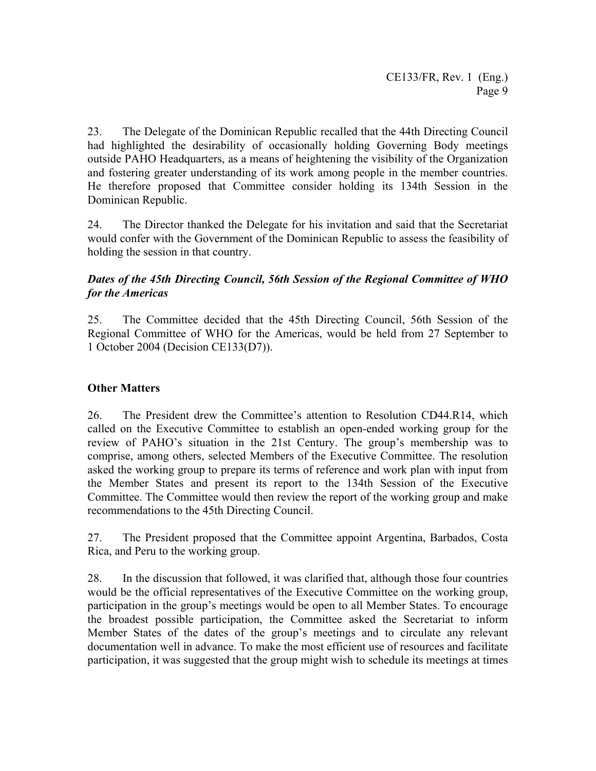23. The Delegate of the Dominican Republic recalled that the 44th Directing Council had highlighted the desirability of occasionally holding Governing Body meetings outside PAHO Headquarters, as a means of heightening the visibility of the Organization and fostering greater understanding of its work among people in the member countries. He therefore proposed that Committee consider holding its 134th Session in the Dominican Republic.

24. The Director thanked the Delegate for his invitation and said that the Secretariat would confer with the Government of the Dominican Republic to assess the feasibility of holding the session in that country.

### *Dates of the 45th Directing Council, 56th Session of the Regional Committee of WHO for the Americas*

25. The Committee decided that the 45th Directing Council, 56th Session of the Regional Committee of WHO for the Americas, would be held from 27 September to 1 October 2004 (Decision CE133(D7)).

## Other Matters

26. The President drew the Committee's attention to Resolution CD44.R14, which called on the Executive Committee to establish an open-ended working group for the review of PAHO's situation in the 21st Century. The group's membership was to comprise, among others, selected Members of the Executive Committee. The resolution asked the working group to prepare its terms of reference and work plan with input from the Member States and present its report to the 134th Session of the Executive Committee. The Committee would then review the report of the working group and make recommendations to the 45th Directing Council.

27. The President proposed that the Committee appoint Argentina, Barbados, Costa Rica, and Peru to the working group.

28. In the discussion that followed, it was clarified that, although those four countries would be the official representatives of the Executive Committee on the working group, participation in the group's meetings would be open to all Member States. To encourage the broadest possible participation, the Committee asked the Secretariat to inform Member States of the dates of the group's meetings and to circulate any relevant documentation well in advance. To make the most efficient use of resources and facilitate participation, it was suggested that the group might wish to schedule its meetings at times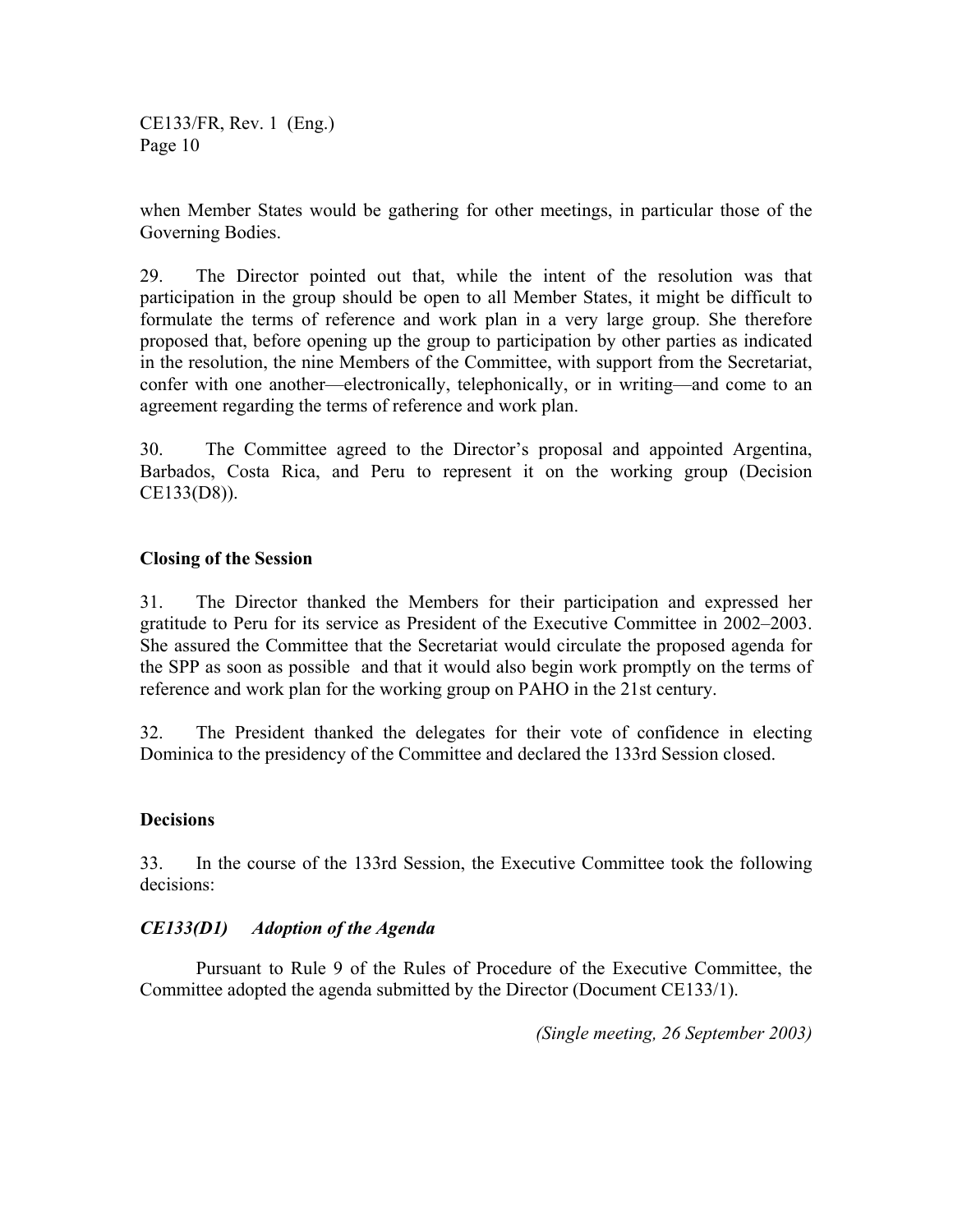when Member States would be gathering for other meetings, in particular those of the Governing Bodies.

29. The Director pointed out that, while the intent of the resolution was that participation in the group should be open to all Member States, it might be difficult to formulate the terms of reference and work plan in a very large group. She therefore proposed that, before opening up the group to participation by other parties as indicated in the resolution, the nine Members of the Committee, with support from the Secretariat, confer with one another—electronically, telephonically, or in writing—and come to an agreement regarding the terms of reference and work plan.

30. The Committee agreed to the Director's proposal and appointed Argentina, Barbados, Costa Rica, and Peru to represent it on the working group (Decision CE133(D8)).

**Closing of the Session**

31. The Director thanked the Members for their participation and expressed her gratitude to Peru for its service as President of the Executive Committee in 2002–2003. She assured the Committee that the Secretariat would circulate the proposed agenda for the SPP as soon as possible and that it would also begin work promptly on the terms of reference and work plan for the working group on PAHO in the 21st century.

32. The President thanked the delegates for their vote of confidence in electing Dominica to the presidency of the Committee and declared the 133rd Session closed.

**Decisions**

33. In the course of the 133rd Session, the Executive Committee took the following decisions:

***CE133(D1) Adoption of the Agenda***

Pursuant to Rule 9 of the Rules of Procedure of the Executive Committee, the Committee adopted the agenda submitted by the Director (Document CE133/1).

*(Single meeting, 26 September 2003)*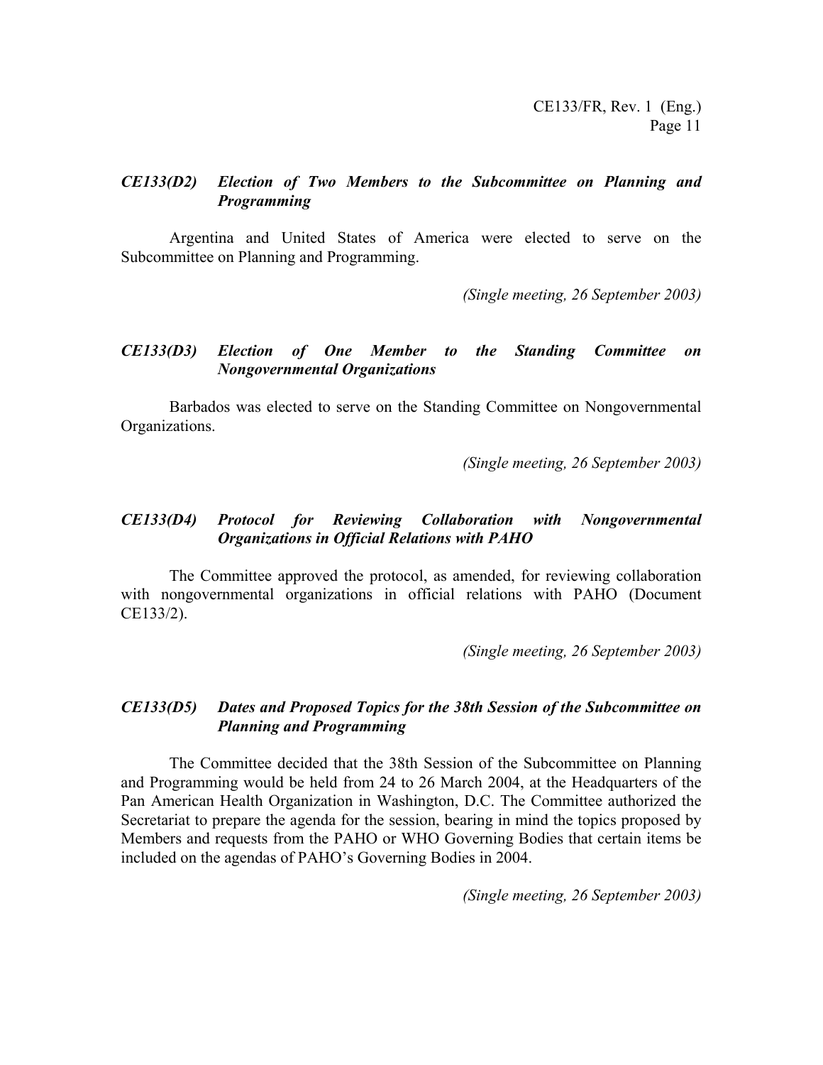### *CE133(D2) Election of Two Members to the Subcommittee on Planning and Programming*

Argentina and United States of America were elected to serve on the Subcommittee on Planning and Programming.

*(Single meeting, 26 September 2003)*

### *CE133(D3) Election of One Member to the Standing Committee on Nongovernmental Organizations*

Barbados was elected to serve on the Standing Committee on Nongovernmental Organizations.

*(Single meeting, 26 September 2003)*

### *CE133(D4) Protocol for Reviewing Collaboration with Nongovernmental Organizations in Official Relations with PAHO*

The Committee approved the protocol, as amended, for reviewing collaboration with nongovernmental organizations in official relations with PAHO (Document CE133/2).

*(Single meeting, 26 September 2003)*

### *CE133(D5) Dates and Proposed Topics for the 38th Session of the Subcommittee on Planning and Programming*

The Committee decided that the 38th Session of the Subcommittee on Planning and Programming would be held from 24 to 26 March 2004, at the Headquarters of the Pan American Health Organization in Washington, D.C. The Committee authorized the Secretariat to prepare the agenda for the session, bearing in mind the topics proposed by Members and requests from the PAHO or WHO Governing Bodies that certain items be included on the agendas of PAHO's Governing Bodies in 2004.

*(Single meeting, 26 September 2003)*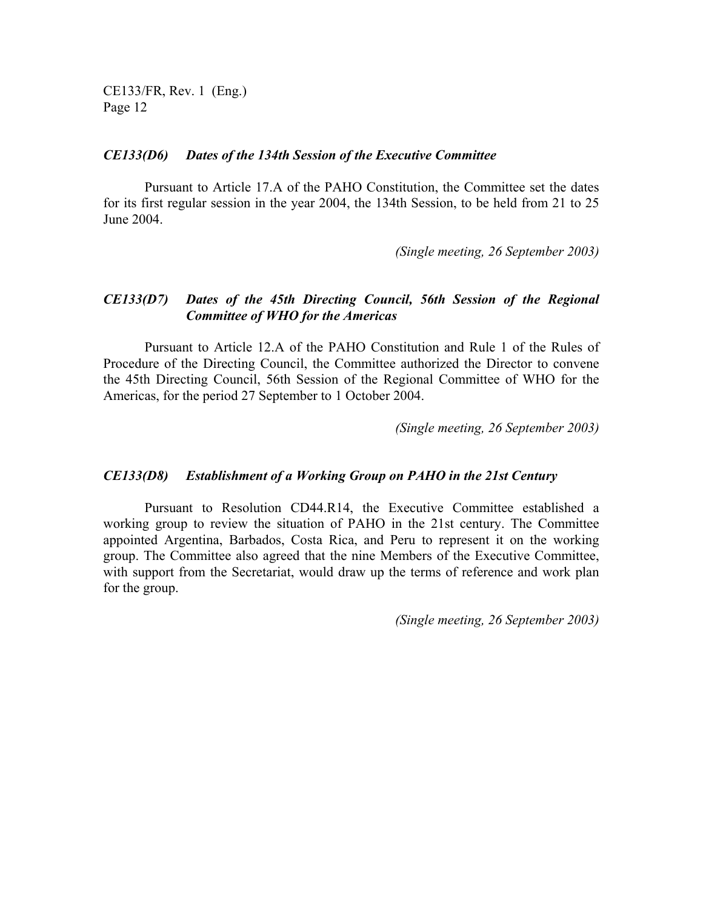### *CE133(D6) Dates of the 134th Session of the Executive Committee*

Pursuant to Article 17.A of the PAHO Constitution, the Committee set the dates for its first regular session in the year 2004, the 134th Session, to be held from 21 to 25 June 2004.

*(Single meeting, 26 September 2003)*

### *CE133(D7) Dates of the 45th Directing Council, 56th Session of the Regional Committee of WHO for the Americas*

Pursuant to Article 12.A of the PAHO Constitution and Rule 1 of the Rules of Procedure of the Directing Council, the Committee authorized the Director to convene the 45th Directing Council, 56th Session of the Regional Committee of WHO for the Americas, for the period 27 September to 1 October 2004.

*(Single meeting, 26 September 2003)*

### *CE133(D8) Establishment of a Working Group on PAHO in the 21st Century*

Pursuant to Resolution CD44.R14, the Executive Committee established a working group to review the situation of PAHO in the 21st century. The Committee appointed Argentina, Barbados, Costa Rica, and Peru to represent it on the working group. The Committee also agreed that the nine Members of the Executive Committee, with support from the Secretariat, would draw up the terms of reference and work plan for the group.

*(Single meeting, 26 September 2003)*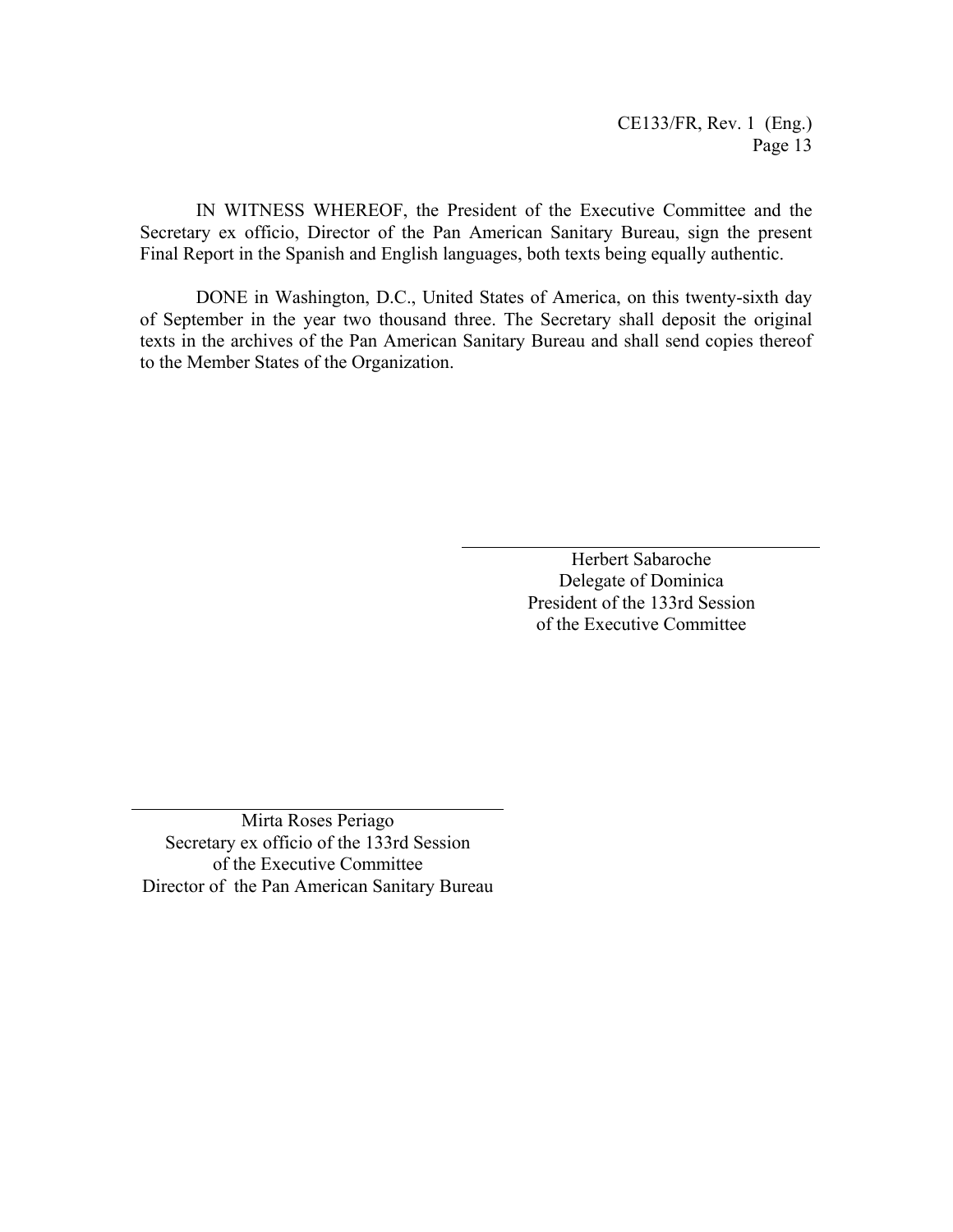IN WITNESS WHEREOF, the President of the Executive Committee and the Secretary ex officio, Director of the Pan American Sanitary Bureau, sign the present Final Report in the Spanish and English languages, both texts being equally authentic.

DONE in Washington, D.C., United States of America, on this twenty-sixth day of September in the year two thousand three. The Secretary shall deposit the original texts in the archives of the Pan American Sanitary Bureau and shall send copies thereof to the Member States of the Organization.

Herbert Sabaroche
Delegate of Dominica
President of the 133rd Session
of the Executive Committee

Mirta Roses Periago
Secretary ex officio of the 133rd Session
of the Executive Committee
Director of the Pan American Sanitary Bureau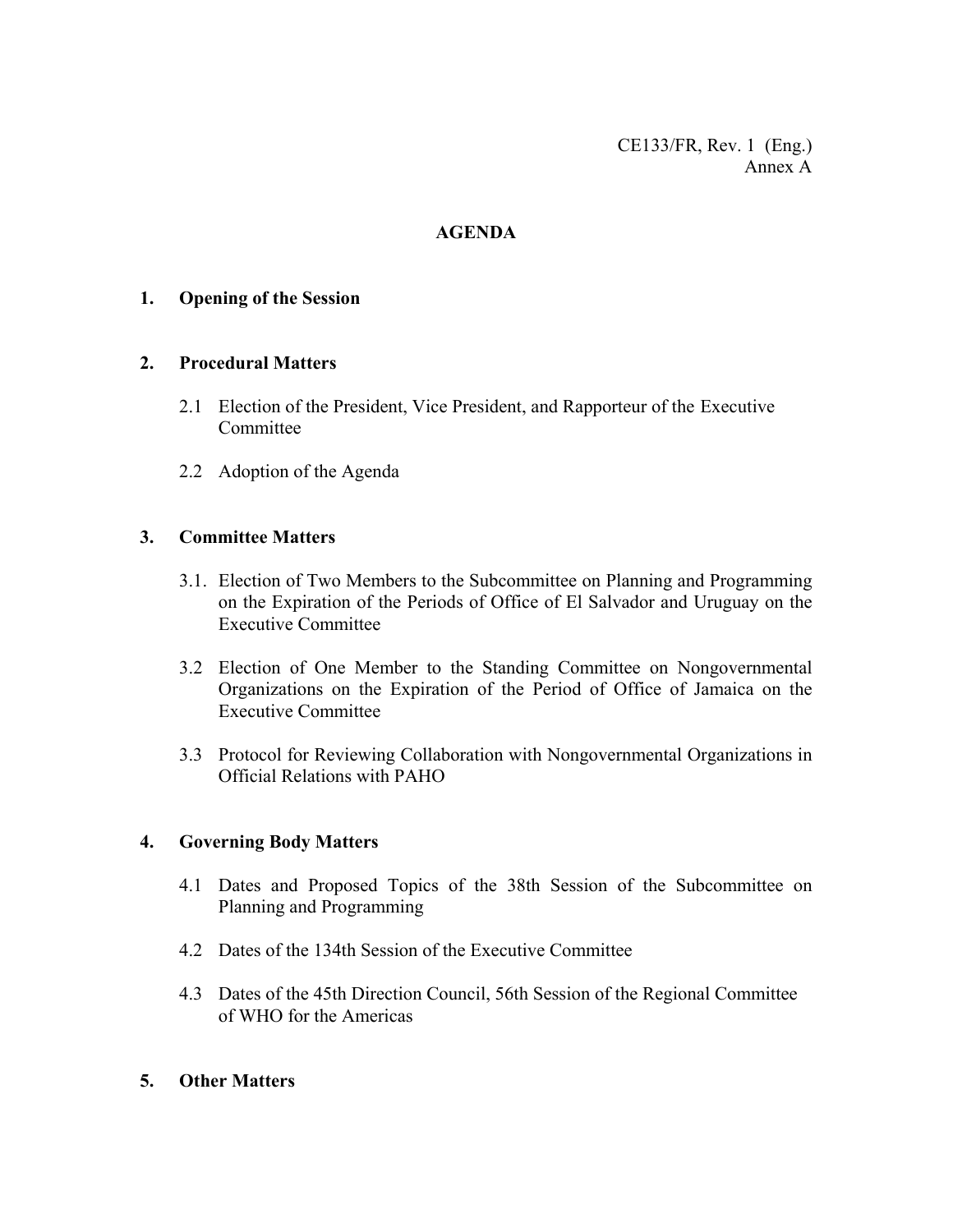CE133/FR, Rev. 1 (Eng.)
Annex A

# AGENDA

## 1. Opening of the Session

## 2. Procedural Matters

2.1 Election of the President, Vice President, and Rapporteur of the Executive Committee

2.2 Adoption of the Agenda

## 3. Committee Matters

3.1. Election of Two Members to the Subcommittee on Planning and Programming on the Expiration of the Periods of Office of El Salvador and Uruguay on the Executive Committee

3.2 Election of One Member to the Standing Committee on Nongovernmental Organizations on the Expiration of the Period of Office of Jamaica on the Executive Committee

3.3 Protocol for Reviewing Collaboration with Nongovernmental Organizations in Official Relations with PAHO

## 4. Governing Body Matters

4.1 Dates and Proposed Topics of the 38th Session of the Subcommittee on Planning and Programming

4.2 Dates of the 134th Session of the Executive Committee

4.3 Dates of the 45th Direction Council, 56th Session of the Regional Committee of WHO for the Americas

## 5. Other Matters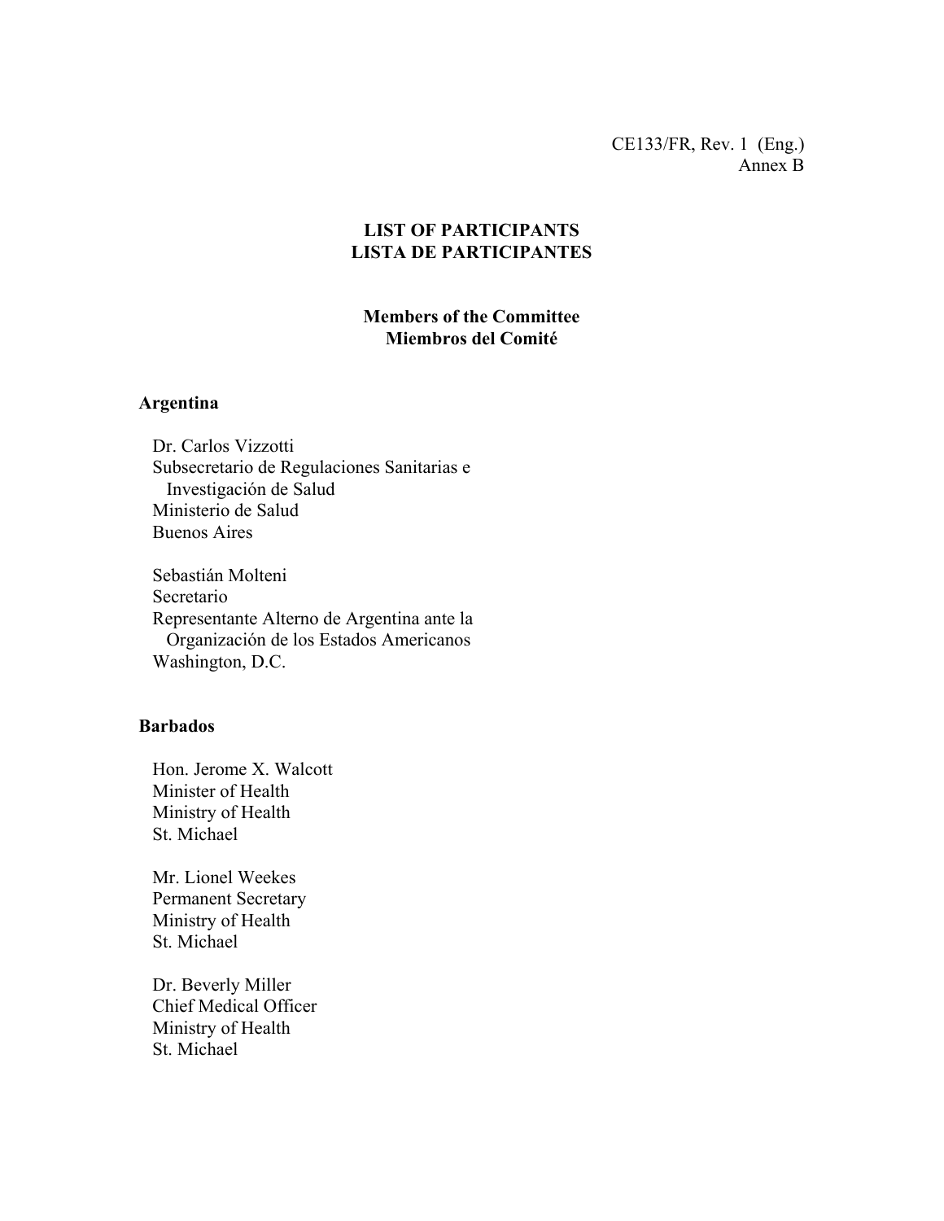CE133/FR, Rev. 1 (Eng.)
Annex B

## LIST OF PARTICIPANTS
## LISTA DE PARTICIPANTES

### Members of the Committee
### Miembros del Comité

**Argentina**

Dr. Carlos Vizzotti
Subsecretario de Regulaciones Sanitarias e Investigación de Salud
Ministerio de Salud
Buenos Aires

Sebastián Molteni
Secretario
Representante Alterno de Argentina ante la Organización de los Estados Americanos
Washington, D.C.

**Barbados**

Hon. Jerome X. Walcott
Minister of Health
Ministry of Health
St. Michael

Mr. Lionel Weekes
Permanent Secretary
Ministry of Health
St. Michael

Dr. Beverly Miller
Chief Medical Officer
Ministry of Health
St. Michael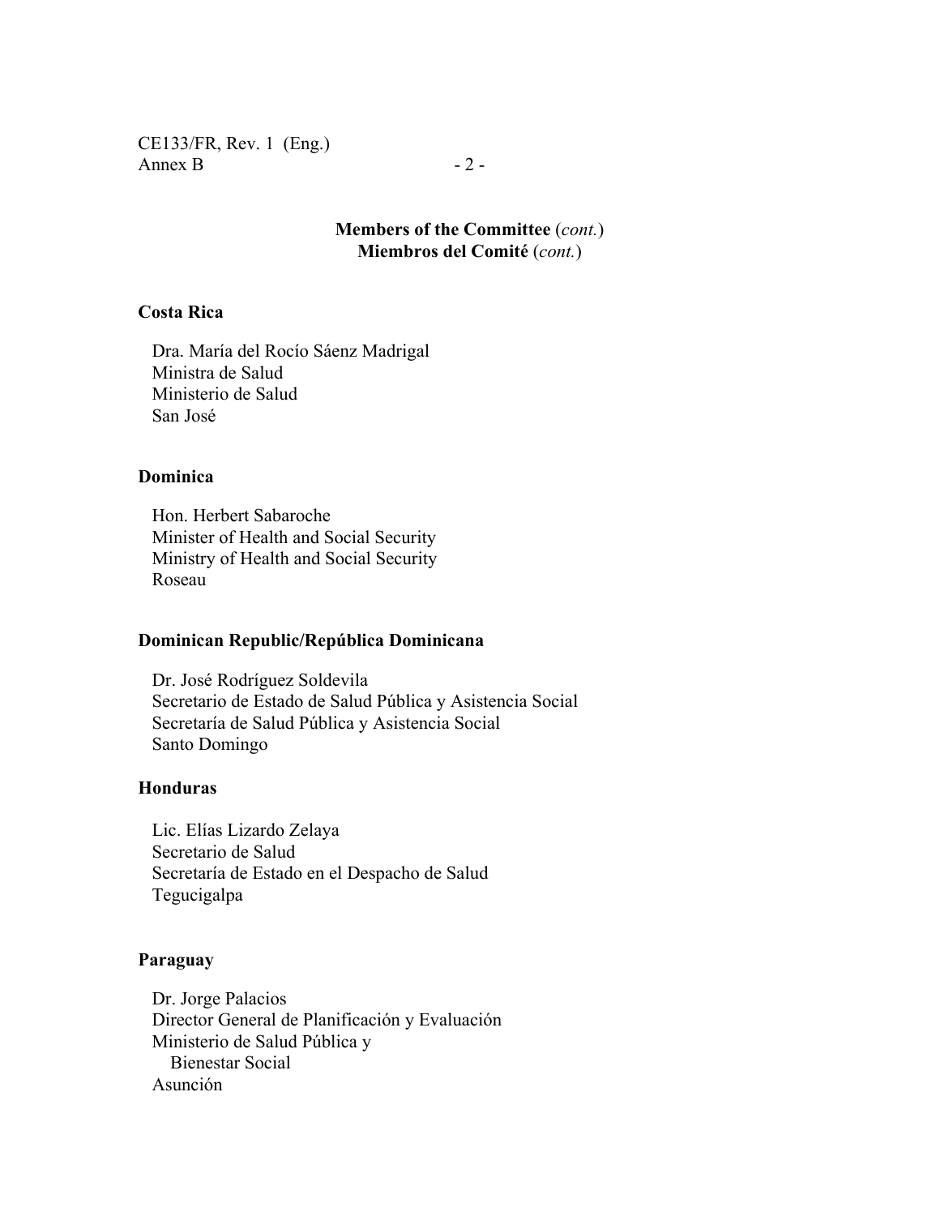**Members of the Committee** (*cont.*)
**Miembros del Comité** (*cont.*)

**Costa Rica**

Dra. María del Rocío Sáenz Madrigal
Ministra de Salud
Ministerio de Salud
San José

**Dominica**

Hon. Herbert Sabaroche
Minister of Health and Social Security
Ministry of Health and Social Security
Roseau

**Dominican Republic/República Dominicana**

Dr. José Rodríguez Soldevila
Secretario de Estado de Salud Pública y Asistencia Social
Secretaría de Salud Pública y Asistencia Social
Santo Domingo

**Honduras**

Lic. Elías Lizardo Zelaya
Secretario de Salud
Secretaría de Estado en el Despacho de Salud
Tegucigalpa

**Paraguay**

Dr. Jorge Palacios
Director General de Planificación y Evaluación
Ministerio de Salud Pública y
Bienestar Social
Asunción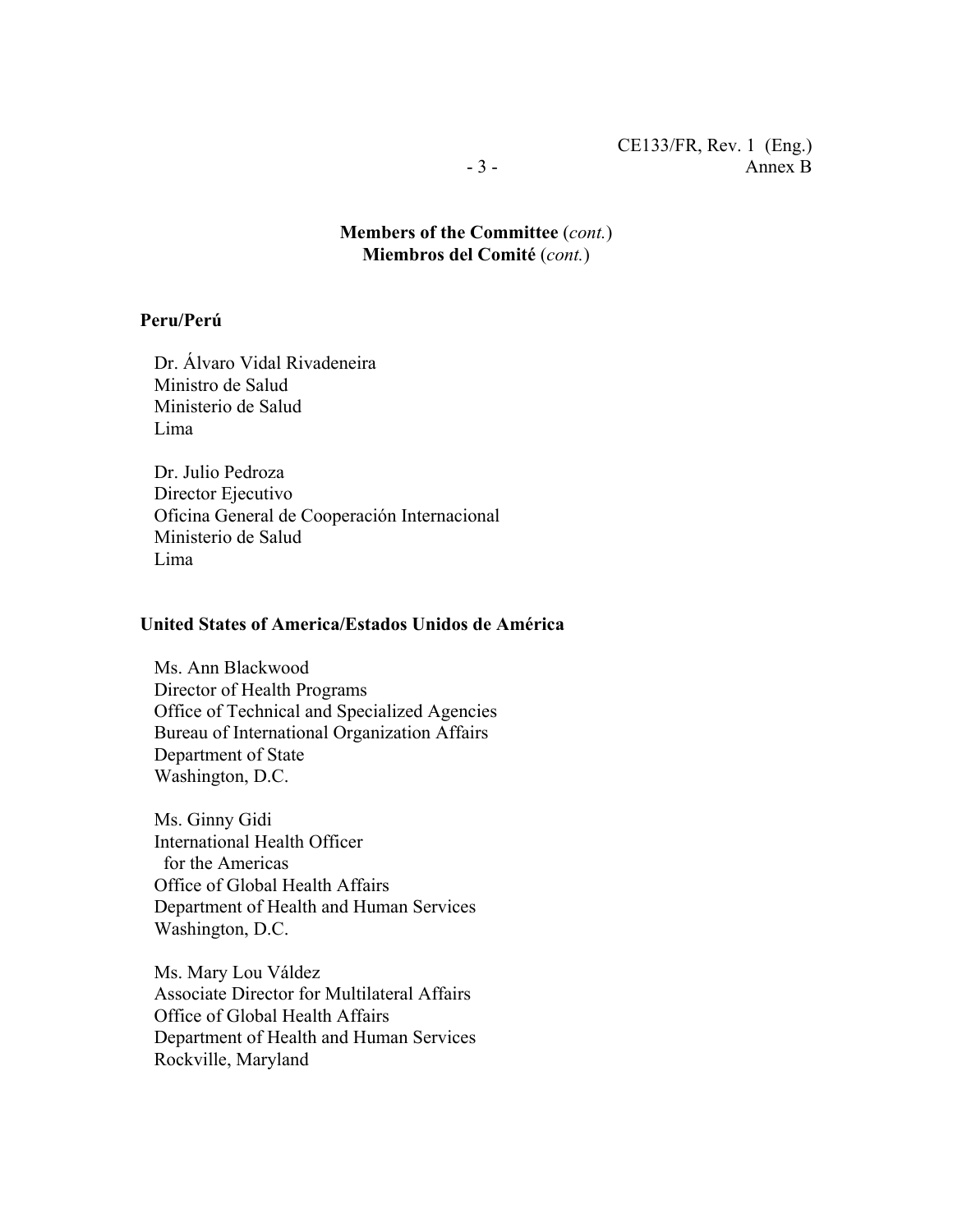**Members of the Committee** (*cont.*)
**Miembros del Comité** (*cont.*)

**Peru/Perú**

Dr. Álvaro Vidal Rivadeneira
Ministro de Salud
Ministerio de Salud
Lima

Dr. Julio Pedroza
Director Ejecutivo
Oficina General de Cooperación Internacional
Ministerio de Salud
Lima

**United States of America/Estados Unidos de América**

Ms. Ann Blackwood
Director of Health Programs
Office of Technical and Specialized Agencies
Bureau of International Organization Affairs
Department of State
Washington, D.C.

Ms. Ginny Gidi
International Health Officer
for the Americas
Office of Global Health Affairs
Department of Health and Human Services
Washington, D.C.

Ms. Mary Lou Váldez
Associate Director for Multilateral Affairs
Office of Global Health Affairs
Department of Health and Human Services
Rockville, Maryland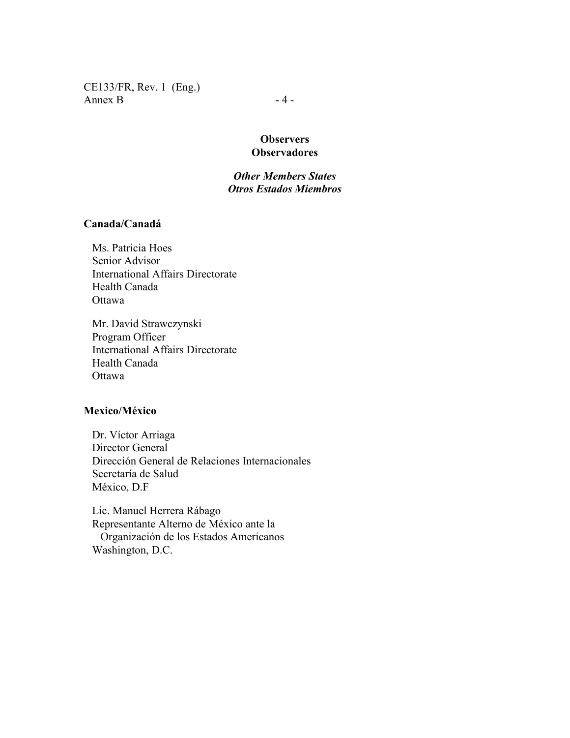## Observers
## Observadores

### *Other Members States*
### *Otros Estados Miembros*

**Canada/Canadá**

Ms. Patricia Hoes
Senior Advisor
International Affairs Directorate
Health Canada
Ottawa

Mr. David Strawczynski
Program Officer
International Affairs Directorate
Health Canada
Ottawa

**Mexico/México**

Dr. Víctor Arriaga
Director General
Dirección General de Relaciones Internacionales
Secretaría de Salud
México, D.F

Lic. Manuel Herrera Rábago
Representante Alterno de México ante la
Organización de los Estados Americanos
Washington, D.C.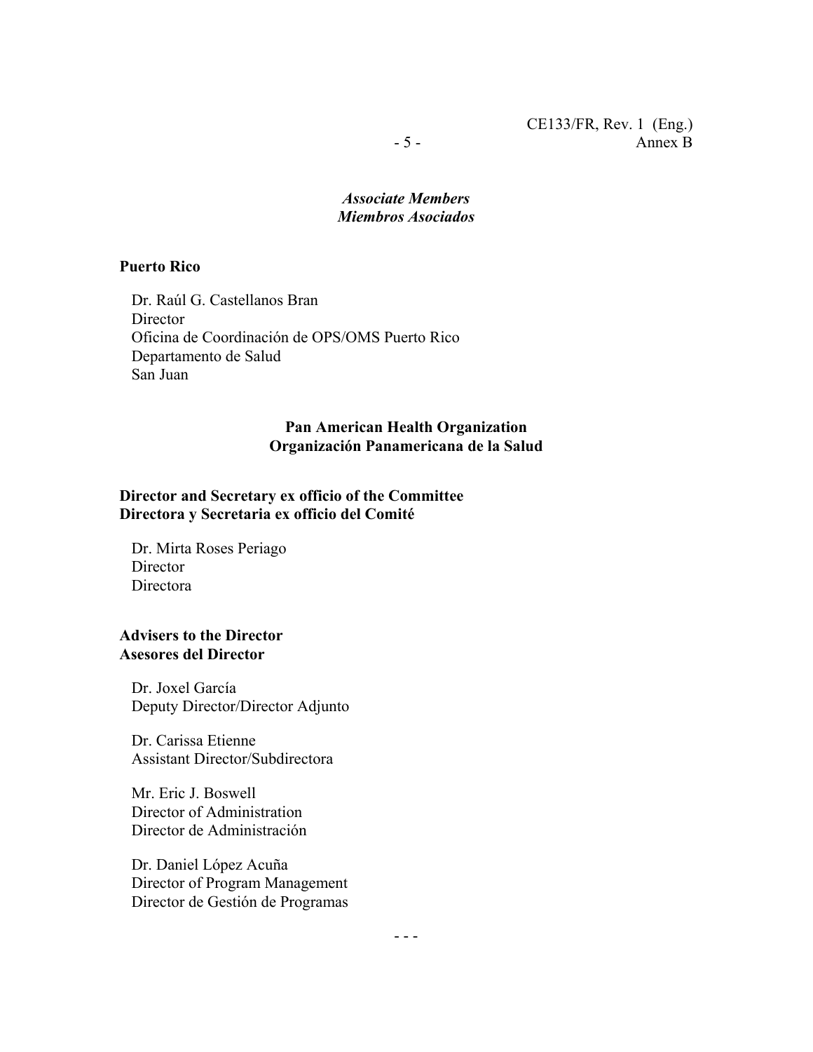*Associate Members*
*Miembros Asociados*

**Puerto Rico**

Dr. Raúl G. Castellanos Bran
Director
Oficina de Coordinación de OPS/OMS Puerto Rico
Departamento de Salud
San Juan

**Pan American Health Organization**
**Organización Panamericana de la Salud**

**Director and Secretary ex officio of the Committee**
**Directora y Secretaria ex officio del Comité**

Dr. Mirta Roses Periago
Director
Directora

**Advisers to the Director**
**Asesores del Director**

Dr. Joxel García
Deputy Director/Director Adjunto

Dr. Carissa Etienne
Assistant Director/Subdirectora

Mr. Eric J. Boswell
Director of Administration
Director de Administración

Dr. Daniel López Acuña
Director of Program Management
Director de Gestión de Programas

- - -